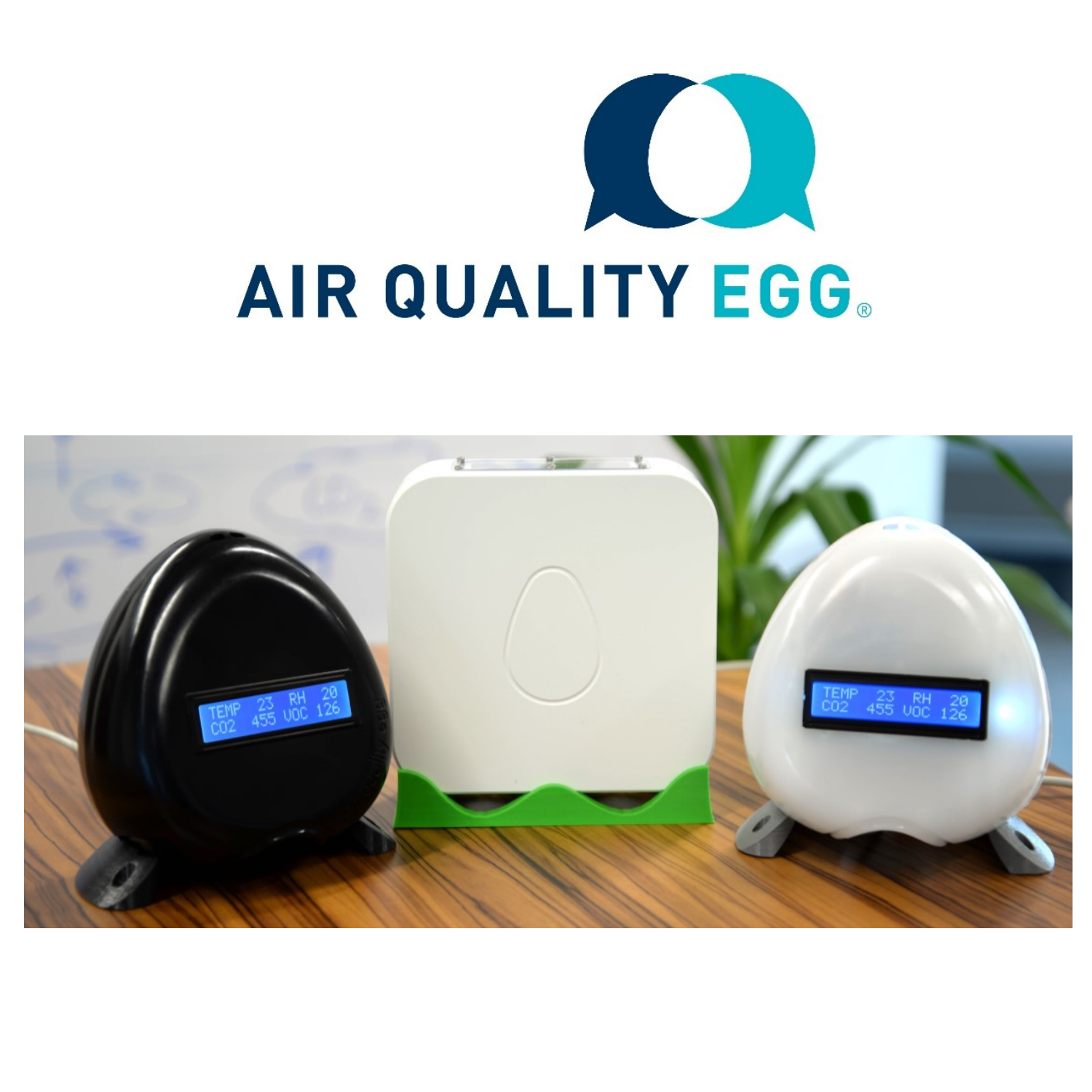# AIR QUALITY EGG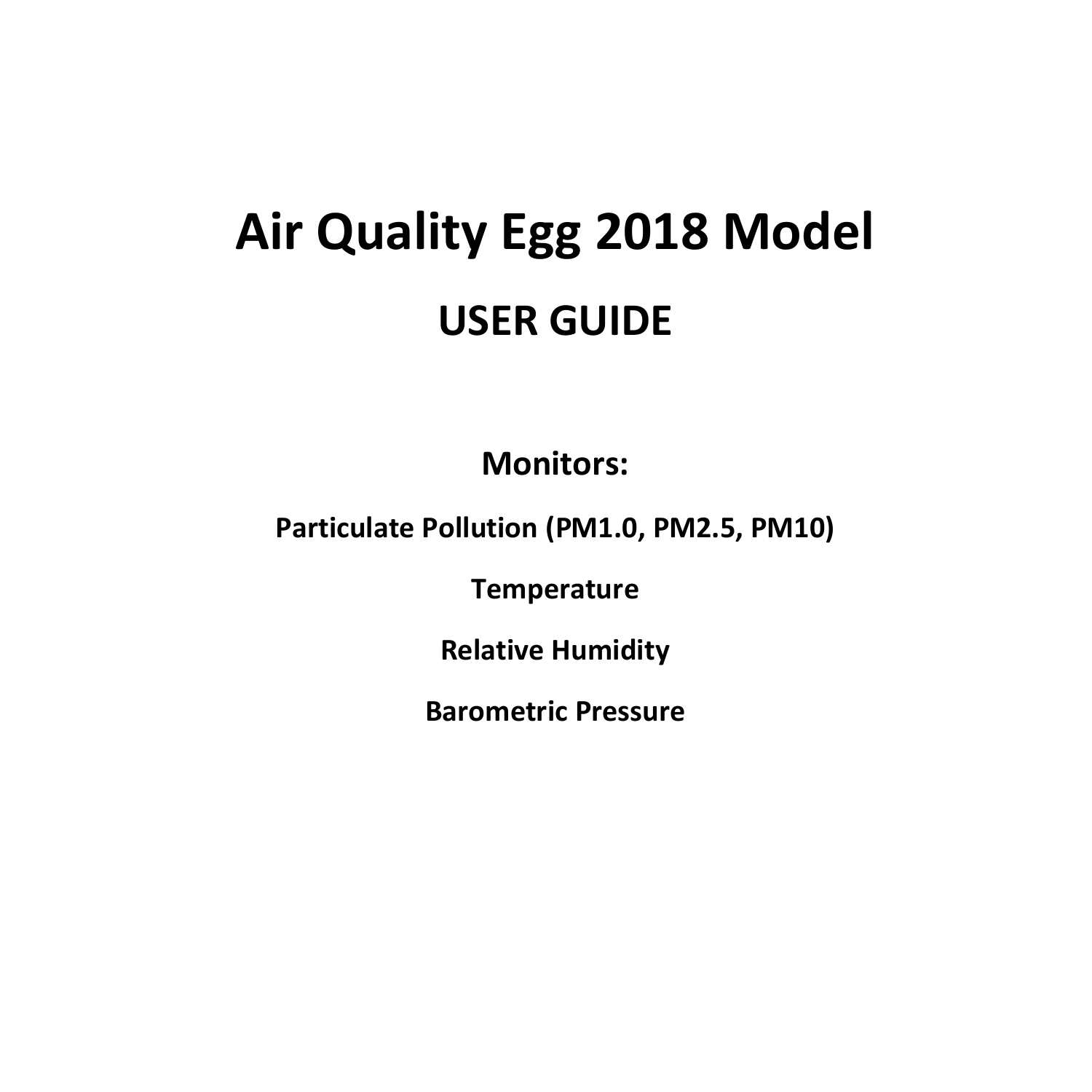# Air Quality Egg 2018 Model

## USER GUIDE

### Monitors:

**Particulate Pollution (PM1.0, PM2.5, PM10)**

**Temperature**

**Relative Humidity**

**Barometric Pressure**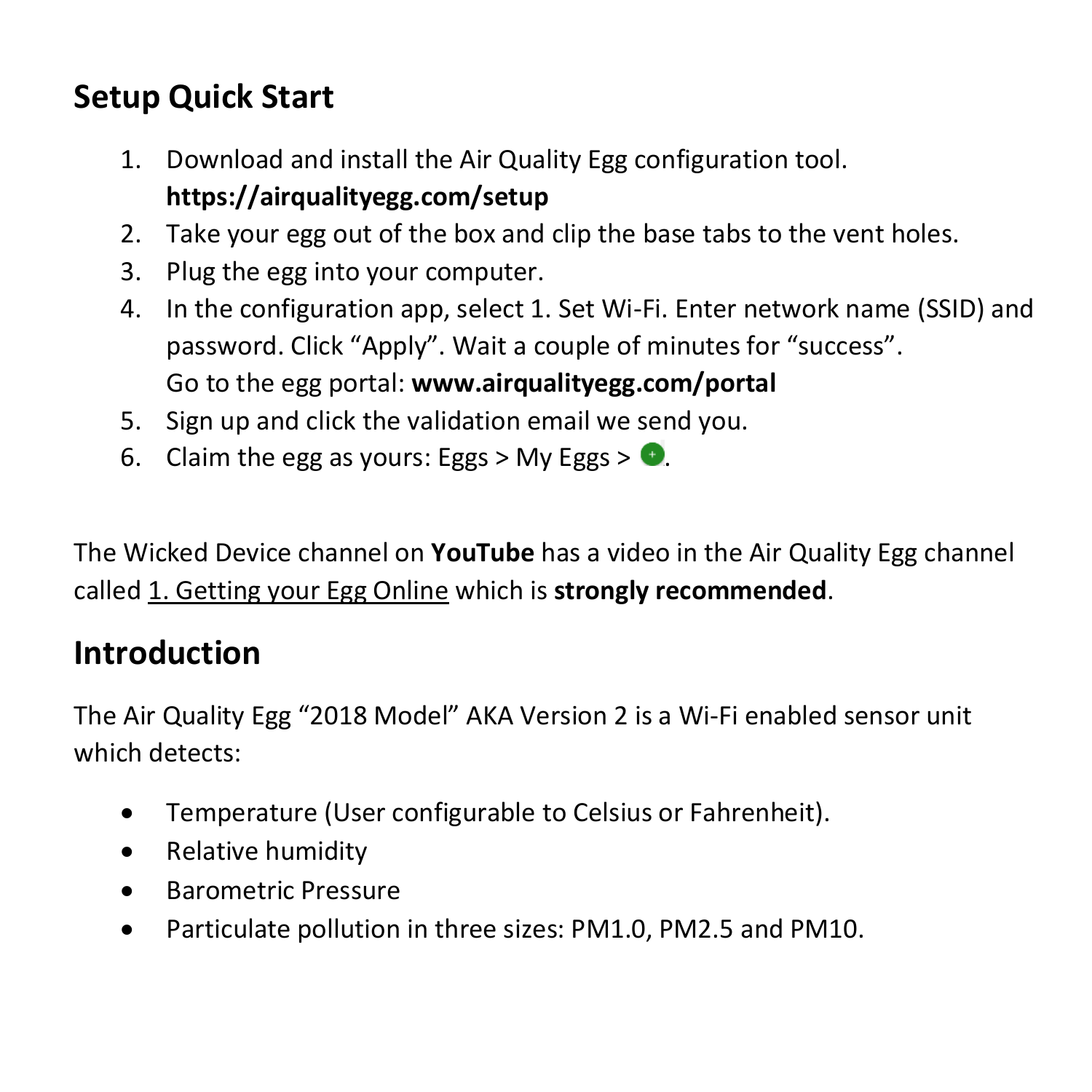## Setup Quick Start

1. Download and install the Air Quality Egg configuration tool.
   **https://airqualityegg.com/setup**
2. Take your egg out of the box and clip the base tabs to the vent holes.
3. Plug the egg into your computer.
4. In the configuration app, select 1. Set Wi-Fi. Enter network name (SSID) and password. Click "Apply". Wait a couple of minutes for "success".
   Go to the egg portal: **www.airqualityegg.com/portal**
5. Sign up and click the validation email we send you.
6. Claim the egg as yours: Eggs > My Eggs > ⊕.

The Wicked Device channel on **YouTube** has a video in the Air Quality Egg channel called 1. Getting your Egg Online which is **strongly recommended**.

## Introduction

The Air Quality Egg "2018 Model" AKA Version 2 is a Wi-Fi enabled sensor unit which detects:

- Temperature (User configurable to Celsius or Fahrenheit).
- Relative humidity
- Barometric Pressure
- Particulate pollution in three sizes: PM1.0, PM2.5 and PM10.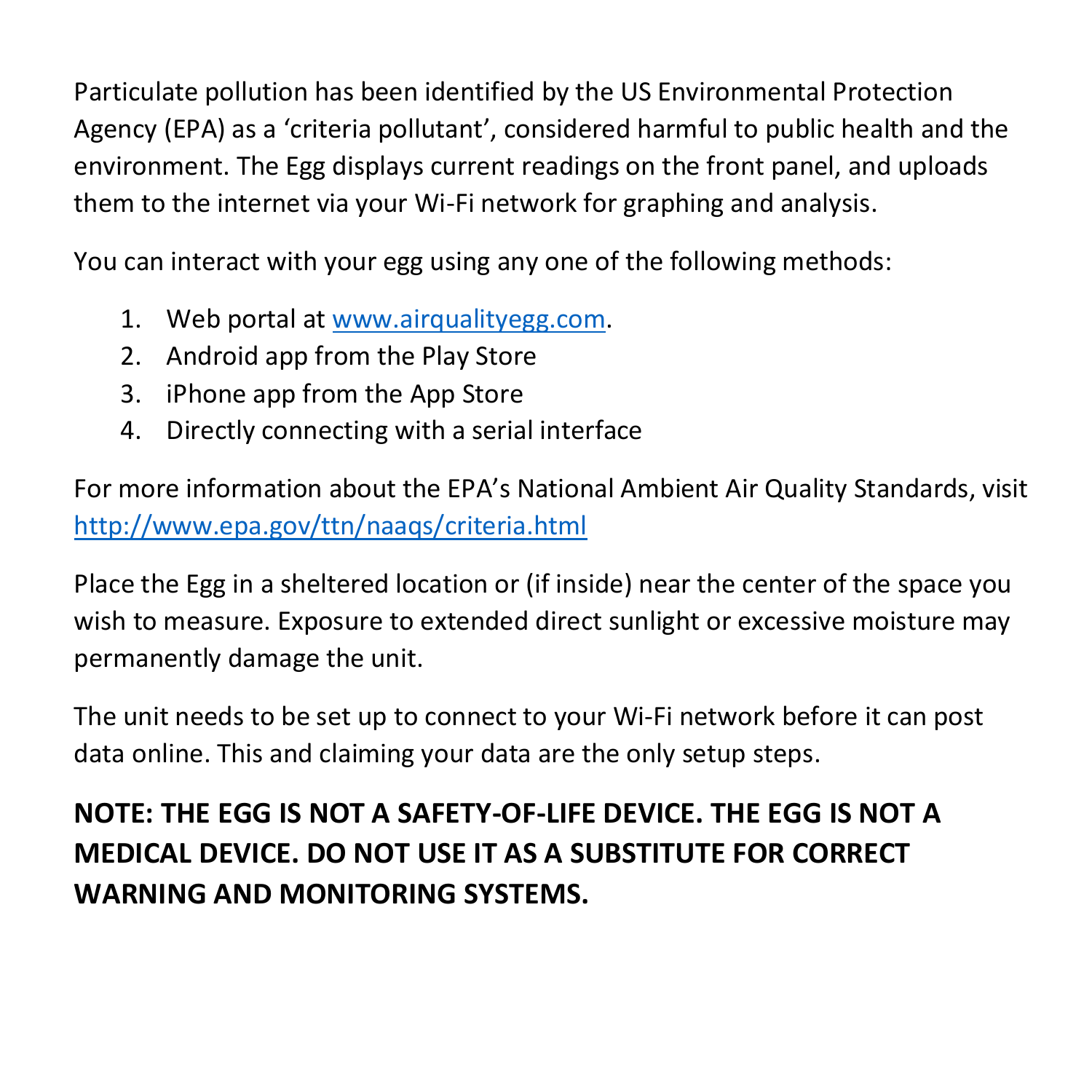Particulate pollution has been identified by the US Environmental Protection Agency (EPA) as a 'criteria pollutant', considered harmful to public health and the environment. The Egg displays current readings on the front panel, and uploads them to the internet via your Wi-Fi network for graphing and analysis.

You can interact with your egg using any one of the following methods:

1. Web portal at [www.airqualityegg.com](http://www.airqualityegg.com).
2. Android app from the Play Store
3. iPhone app from the App Store
4. Directly connecting with a serial interface

For more information about the EPA's National Ambient Air Quality Standards, visit [http://www.epa.gov/ttn/naaqs/criteria.html](http://www.epa.gov/ttn/naaqs/criteria.html)

Place the Egg in a sheltered location or (if inside) near the center of the space you wish to measure. Exposure to extended direct sunlight or excessive moisture may permanently damage the unit.

The unit needs to be set up to connect to your Wi-Fi network before it can post data online. This and claiming your data are the only setup steps.

**NOTE: THE EGG IS NOT A SAFETY-OF-LIFE DEVICE. THE EGG IS NOT A MEDICAL DEVICE. DO NOT USE IT AS A SUBSTITUTE FOR CORRECT WARNING AND MONITORING SYSTEMS.**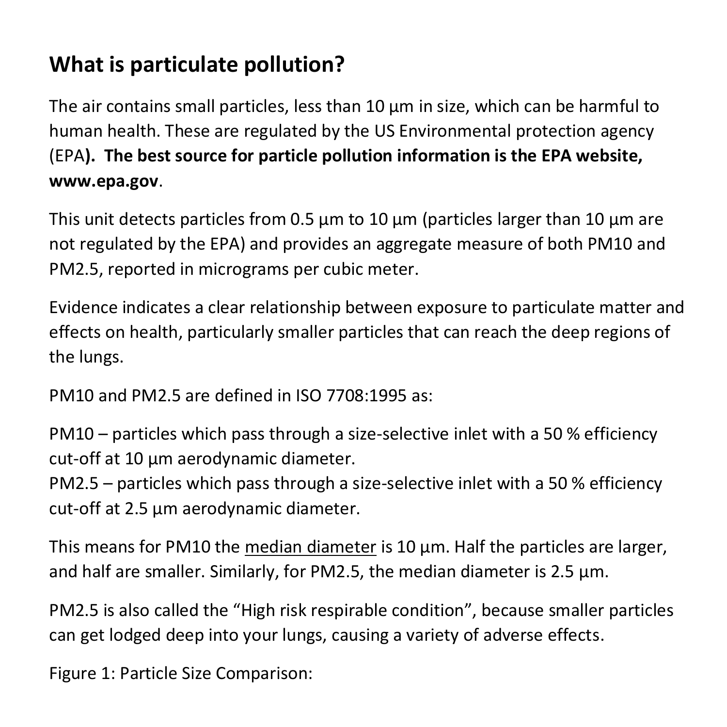## What is particulate pollution?

The air contains small particles, less than 10 µm in size, which can be harmful to human health. These are regulated by the US Environmental protection agency (EPA**). The best source for particle pollution information is the EPA website, www.epa.gov**.

This unit detects particles from 0.5 µm to 10 µm (particles larger than 10 µm are not regulated by the EPA) and provides an aggregate measure of both PM10 and PM2.5, reported in micrograms per cubic meter.

Evidence indicates a clear relationship between exposure to particulate matter and effects on health, particularly smaller particles that can reach the deep regions of the lungs.

PM10 and PM2.5 are defined in ISO 7708:1995 as:

PM10 – particles which pass through a size-selective inlet with a 50 % efficiency cut-off at 10 µm aerodynamic diameter.
PM2.5 – particles which pass through a size-selective inlet with a 50 % efficiency cut-off at 2.5 µm aerodynamic diameter.

This means for PM10 the <u>median diameter</u> is 10 µm. Half the particles are larger, and half are smaller. Similarly, for PM2.5, the median diameter is 2.5 µm.

PM2.5 is also called the "High risk respirable condition", because smaller particles can get lodged deep into your lungs, causing a variety of adverse effects.

Figure 1: Particle Size Comparison: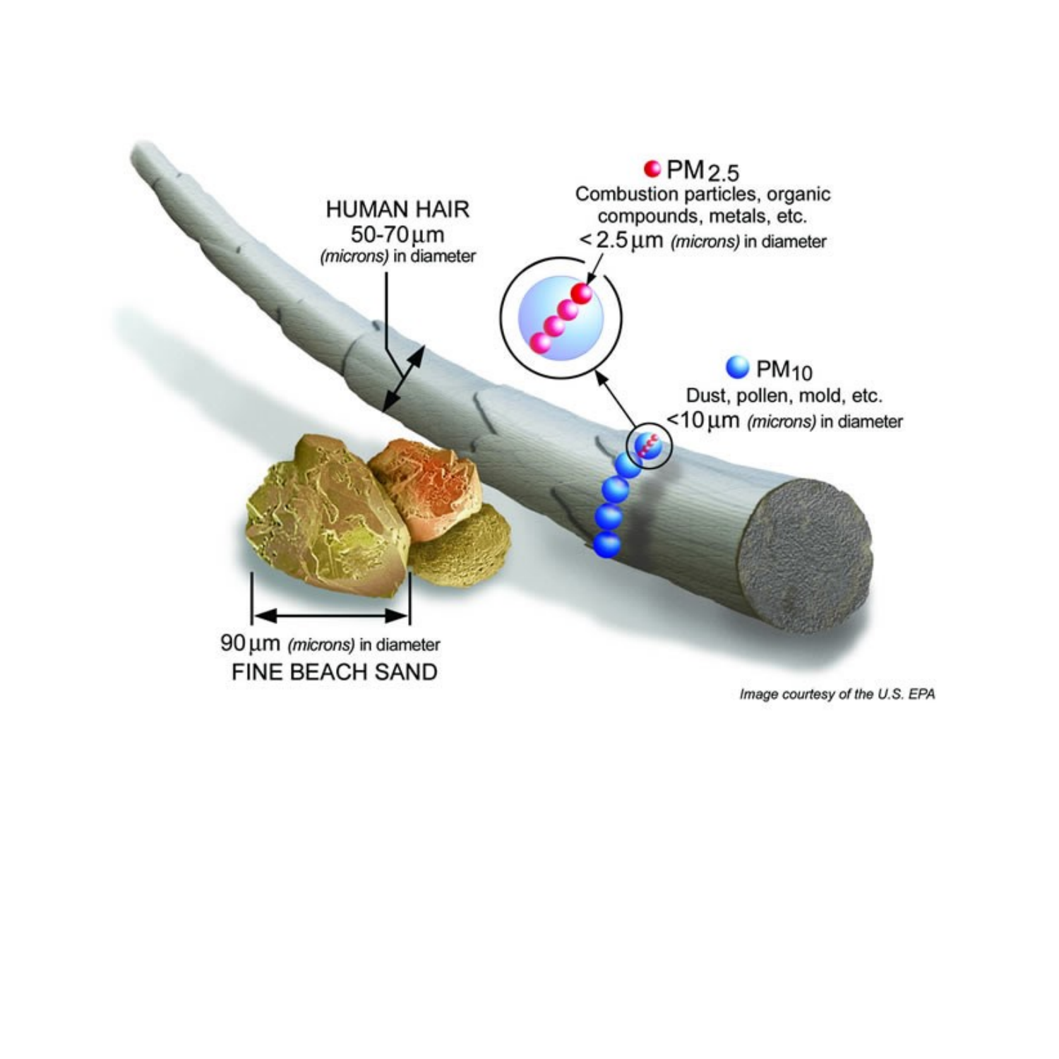PM 2.5

Combustion particles, organic compounds, metals, etc.

< 2.5 µm *(microns)* in diameter

HUMAN HAIR

50-70 µm

*(microns)* in diameter

PM 10

Dust, pollen, mold, etc.

<10 µm *(microns)* in diameter

90 µm *(microns)* in diameter

FINE BEACH SAND

*Image courtesy of the U.S. EPA*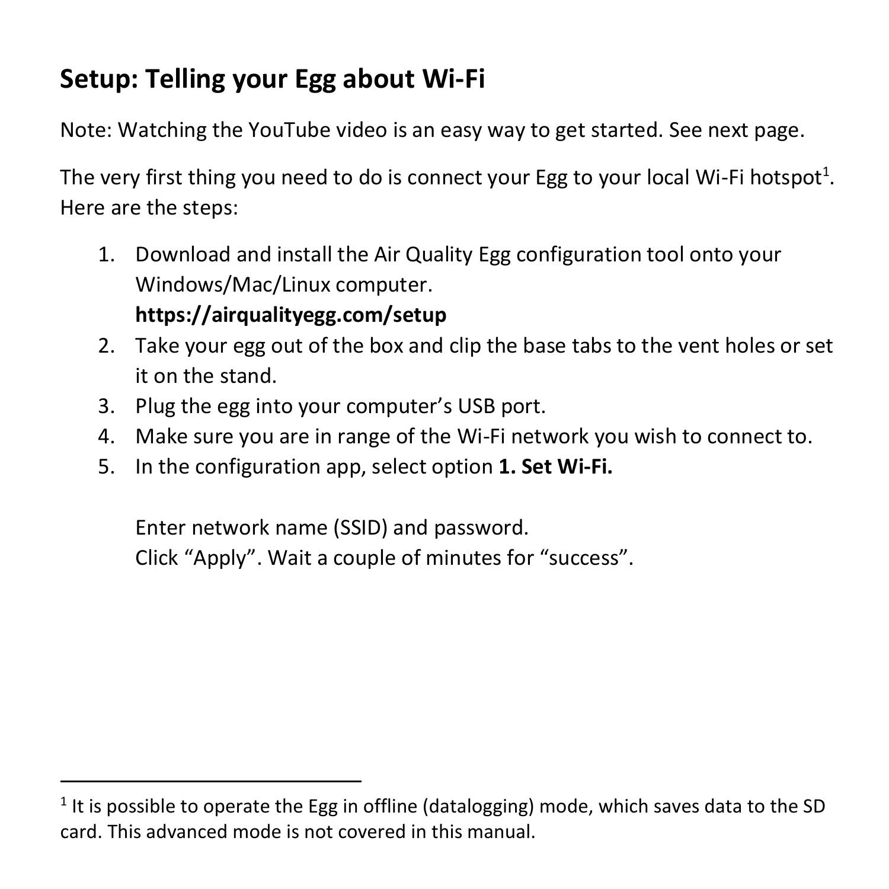## Setup: Telling your Egg about Wi-Fi

Note: Watching the YouTube video is an easy way to get started. See next page.

The very first thing you need to do is connect your Egg to your local Wi-Fi hotspot[1]. Here are the steps:

1. Download and install the Air Quality Egg configuration tool onto your Windows/Mac/Linux computer.
   **https://airqualityegg.com/setup**
2. Take your egg out of the box and clip the base tabs to the vent holes or set it on the stand.
3. Plug the egg into your computer's USB port.
4. Make sure you are in range of the Wi-Fi network you wish to connect to.
5. In the configuration app, select option **1. Set Wi-Fi.**

   Enter network name (SSID) and password.
   Click "Apply". Wait a couple of minutes for "success".

---

[1] It is possible to operate the Egg in offline (datalogging) mode, which saves data to the SD card. This advanced mode is not covered in this manual.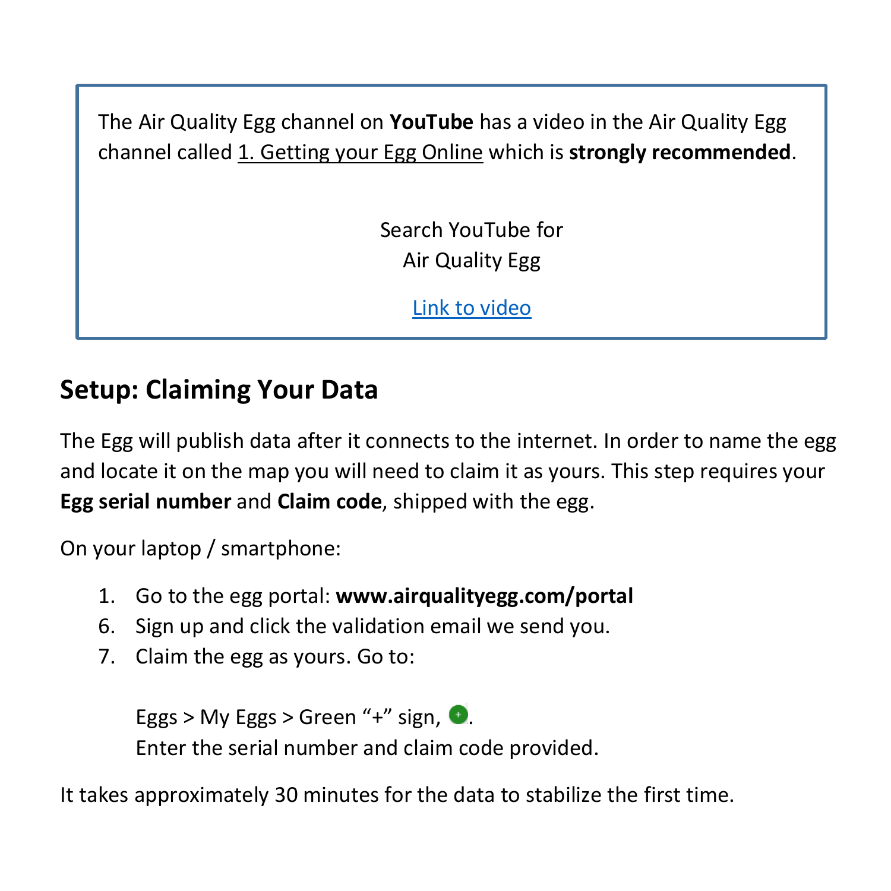The Air Quality Egg channel on **YouTube** has a video in the Air Quality Egg channel called 1. Getting your Egg Online which is **strongly recommended**.

Search YouTube for
Air Quality Egg

Link to video

## Setup: Claiming Your Data

The Egg will publish data after it connects to the internet. In order to name the egg and locate it on the map you will need to claim it as yours. This step requires your **Egg serial number** and **Claim code**, shipped with the egg.

On your laptop / smartphone:

1. Go to the egg portal: **www.airqualityegg.com/portal**
6. Sign up and click the validation email we send you.
7. Claim the egg as yours. Go to:

   Eggs > My Eggs > Green "+" sign, .
   Enter the serial number and claim code provided.

It takes approximately 30 minutes for the data to stabilize the first time.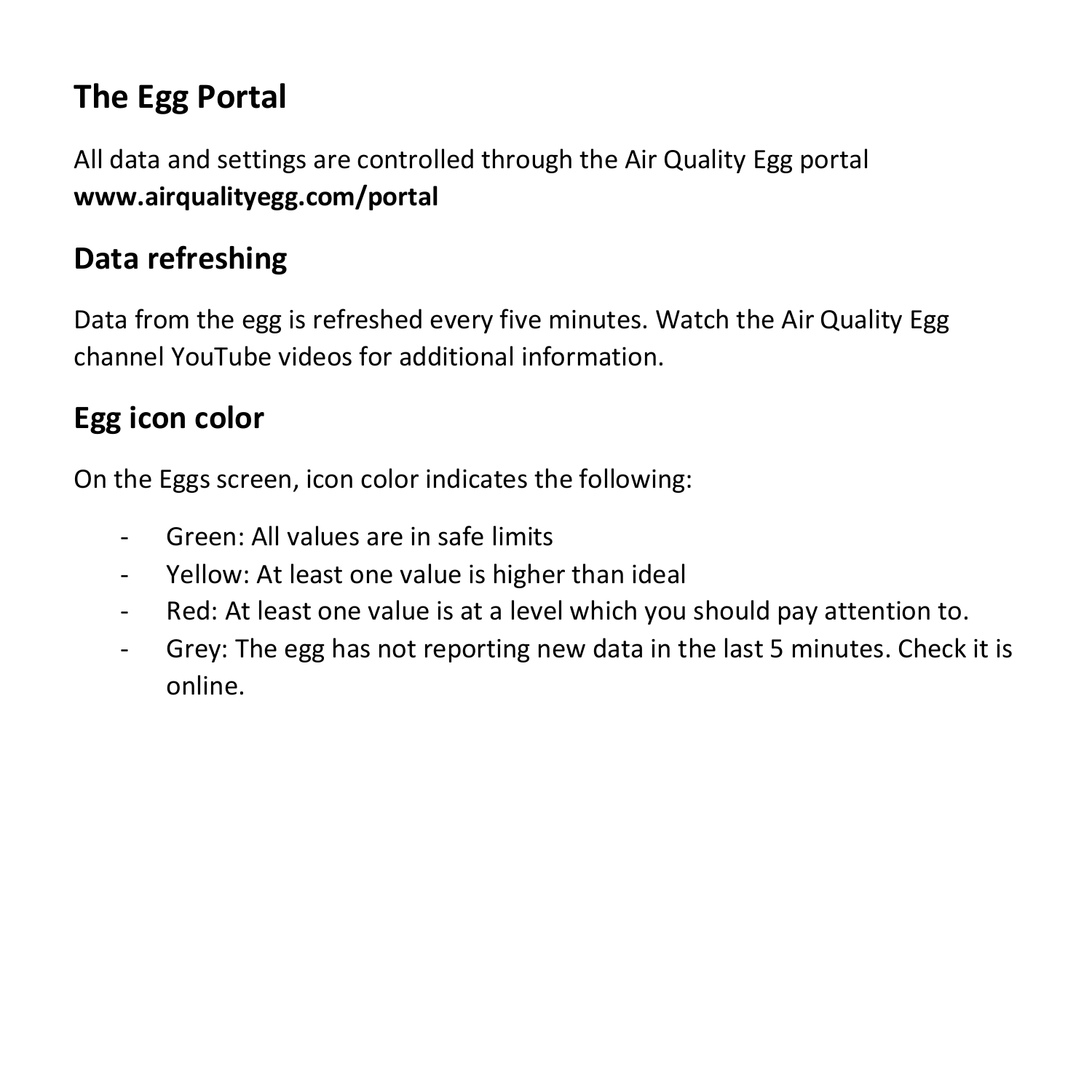## The Egg Portal

All data and settings are controlled through the Air Quality Egg portal **www.airqualityegg.com/portal**

## Data refreshing

Data from the egg is refreshed every five minutes. Watch the Air Quality Egg channel YouTube videos for additional information.

## Egg icon color

On the Eggs screen, icon color indicates the following:

- Green: All values are in safe limits
- Yellow: At least one value is higher than ideal
- Red: At least one value is at a level which you should pay attention to.
- Grey: The egg has not reporting new data in the last 5 minutes. Check it is online.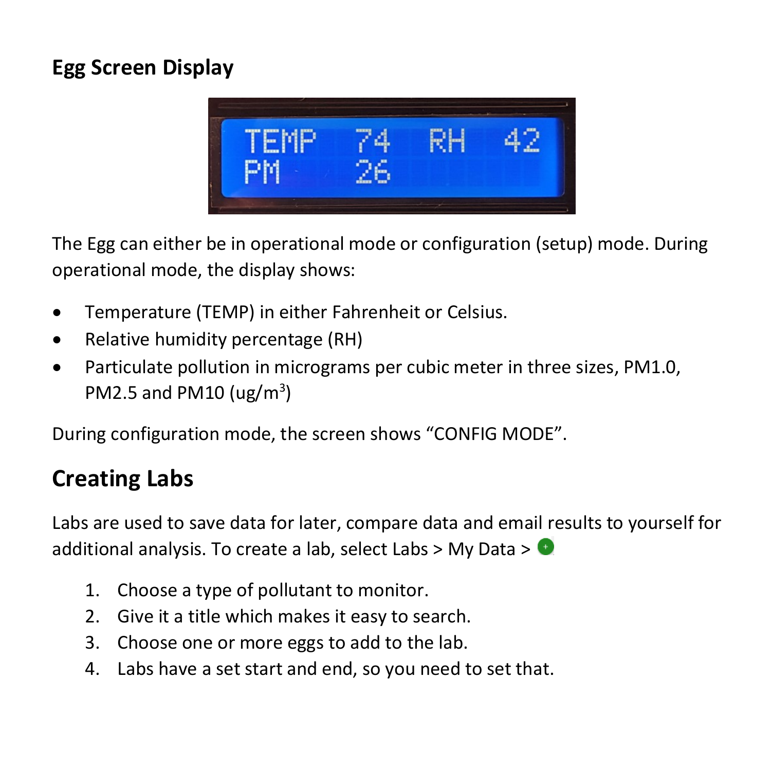## Egg Screen Display

The Egg can either be in operational mode or configuration (setup) mode. During operational mode, the display shows:

- Temperature (TEMP) in either Fahrenheit or Celsius.
- Relative humidity percentage (RH)
- Particulate pollution in micrograms per cubic meter in three sizes, PM1.0, PM2.5 and PM10 (ug/$m^3$)

During configuration mode, the screen shows "CONFIG MODE".

## Creating Labs

Labs are used to save data for later, compare data and email results to yourself for additional analysis. To create a lab, select Labs > My Data >

1. Choose a type of pollutant to monitor.
2. Give it a title which makes it easy to search.
3. Choose one or more eggs to add to the lab.
4. Labs have a set start and end, so you need to set that.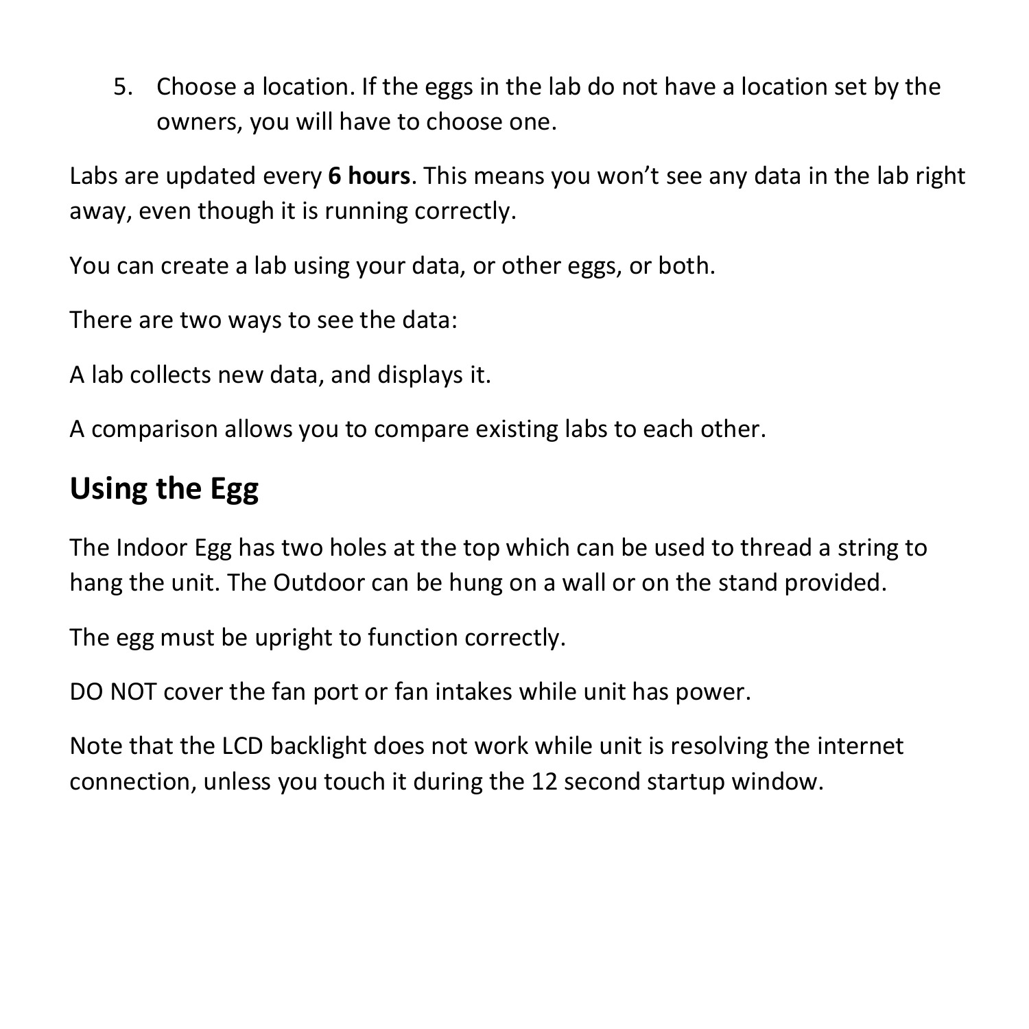5. Choose a location. If the eggs in the lab do not have a location set by the owners, you will have to choose one.

Labs are updated every **6 hours**. This means you won't see any data in the lab right away, even though it is running correctly.

You can create a lab using your data, or other eggs, or both.

There are two ways to see the data:

A lab collects new data, and displays it.

A comparison allows you to compare existing labs to each other.

## Using the Egg

The Indoor Egg has two holes at the top which can be used to thread a string to hang the unit. The Outdoor can be hung on a wall or on the stand provided.

The egg must be upright to function correctly.

DO NOT cover the fan port or fan intakes while unit has power.

Note that the LCD backlight does not work while unit is resolving the internet connection, unless you touch it during the 12 second startup window.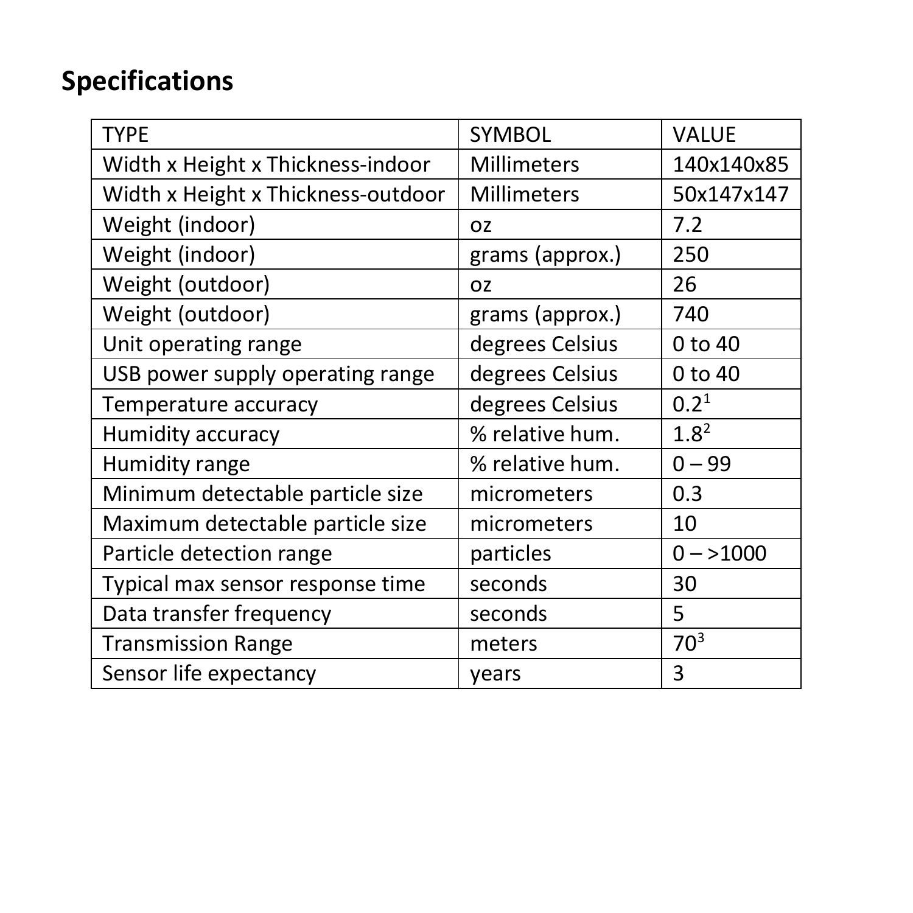## Specifications

| TYPE | SYMBOL | VALUE |
|---|---|---|
| Width x Height x Thickness-indoor | Millimeters | 140x140x85 |
| Width x Height x Thickness-outdoor | Millimeters | 50x147x147 |
| Weight (indoor) | oz | 7.2 |
| Weight (indoor) | grams (approx.) | 250 |
| Weight (outdoor) | oz | 26 |
| Weight (outdoor) | grams (approx.) | 740 |
| Unit operating range | degrees Celsius | 0 to 40 |
| USB power supply operating range | degrees Celsius | 0 to 40 |
| Temperature accuracy | degrees Celsius | 0.2[1] |
| Humidity accuracy | % relative hum. | 1.8[2] |
| Humidity range | % relative hum. | 0 – 99 |
| Minimum detectable particle size | micrometers | 0.3 |
| Maximum detectable particle size | micrometers | 10 |
| Particle detection range | particles | 0 – >1000 |
| Typical max sensor response time | seconds | 30 |
| Data transfer frequency | seconds | 5 |
| Transmission Range | meters | 70[3] |
| Sensor life expectancy | years | 3 |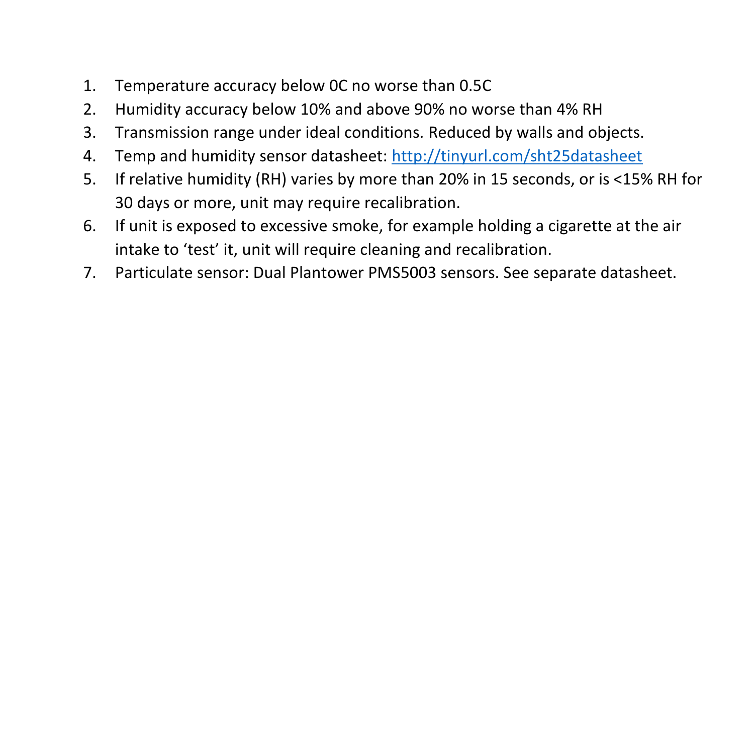1. Temperature accuracy below 0C no worse than 0.5C
2. Humidity accuracy below 10% and above 90% no worse than 4% RH
3. Transmission range under ideal conditions. Reduced by walls and objects.
4. Temp and humidity sensor datasheet: http://tinyurl.com/sht25datasheet
5. If relative humidity (RH) varies by more than 20% in 15 seconds, or is <15% RH for 30 days or more, unit may require recalibration.
6. If unit is exposed to excessive smoke, for example holding a cigarette at the air intake to 'test' it, unit will require cleaning and recalibration.
7. Particulate sensor: Dual Plantower PMS5003 sensors. See separate datasheet.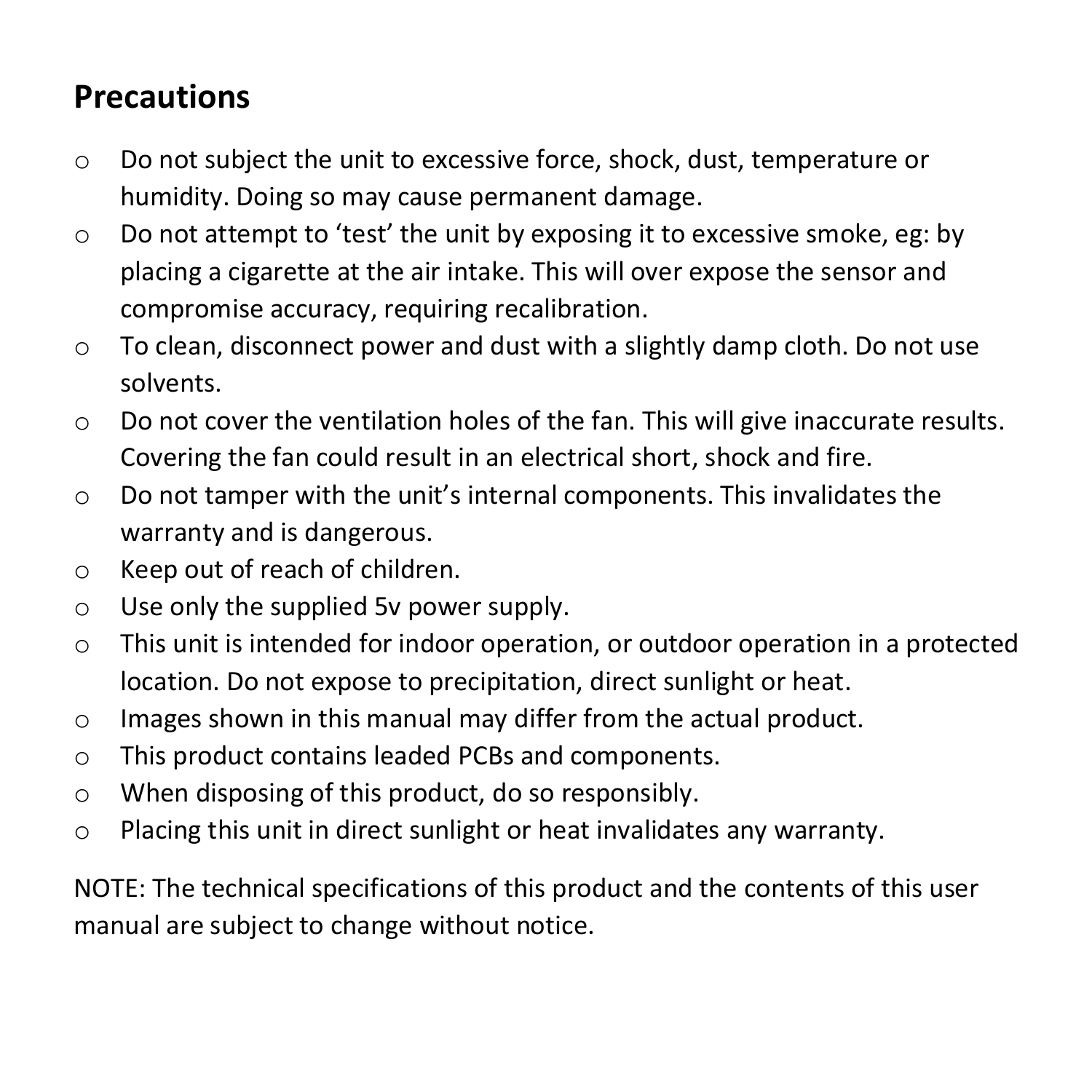## Precautions

- Do not subject the unit to excessive force, shock, dust, temperature or humidity. Doing so may cause permanent damage.
- Do not attempt to 'test' the unit by exposing it to excessive smoke, eg: by placing a cigarette at the air intake. This will over expose the sensor and compromise accuracy, requiring recalibration.
- To clean, disconnect power and dust with a slightly damp cloth. Do not use solvents.
- Do not cover the ventilation holes of the fan. This will give inaccurate results. Covering the fan could result in an electrical short, shock and fire.
- Do not tamper with the unit's internal components. This invalidates the warranty and is dangerous.
- Keep out of reach of children.
- Use only the supplied 5v power supply.
- This unit is intended for indoor operation, or outdoor operation in a protected location. Do not expose to precipitation, direct sunlight or heat.
- Images shown in this manual may differ from the actual product.
- This product contains leaded PCBs and components.
- When disposing of this product, do so responsibly.
- Placing this unit in direct sunlight or heat invalidates any warranty.

NOTE: The technical specifications of this product and the contents of this user manual are subject to change without notice.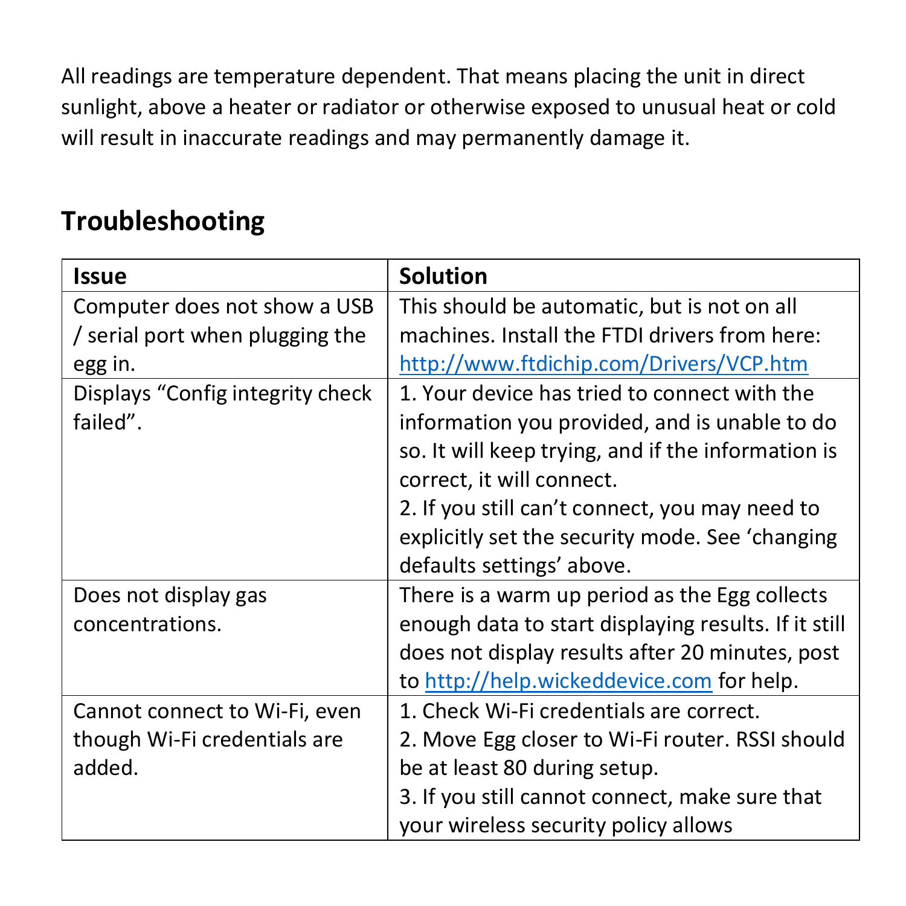All readings are temperature dependent. That means placing the unit in direct sunlight, above a heater or radiator or otherwise exposed to unusual heat or cold will result in inaccurate readings and may permanently damage it.

## Troubleshooting

| Issue | Solution |
| --- | --- |
| Computer does not show a USB / serial port when plugging the egg in. | This should be automatic, but is not on all machines. Install the FTDI drivers from here: http://www.ftdichip.com/Drivers/VCP.htm |
| Displays “Config integrity check failed”. | 1. Your device has tried to connect with the information you provided, and is unable to do so. It will keep trying, and if the information is correct, it will connect.<br>2. If you still can’t connect, you may need to explicitly set the security mode. See ‘changing defaults settings’ above. |
| Does not display gas concentrations. | There is a warm up period as the Egg collects enough data to start displaying results. If it still does not display results after 20 minutes, post to http://help.wickeddevice.com for help. |
| Cannot connect to Wi-Fi, even though Wi-Fi credentials are added. | 1. Check Wi-Fi credentials are correct.<br>2. Move Egg closer to Wi-Fi router. RSSI should be at least 80 during setup.<br>3. If you still cannot connect, make sure that your wireless security policy allows |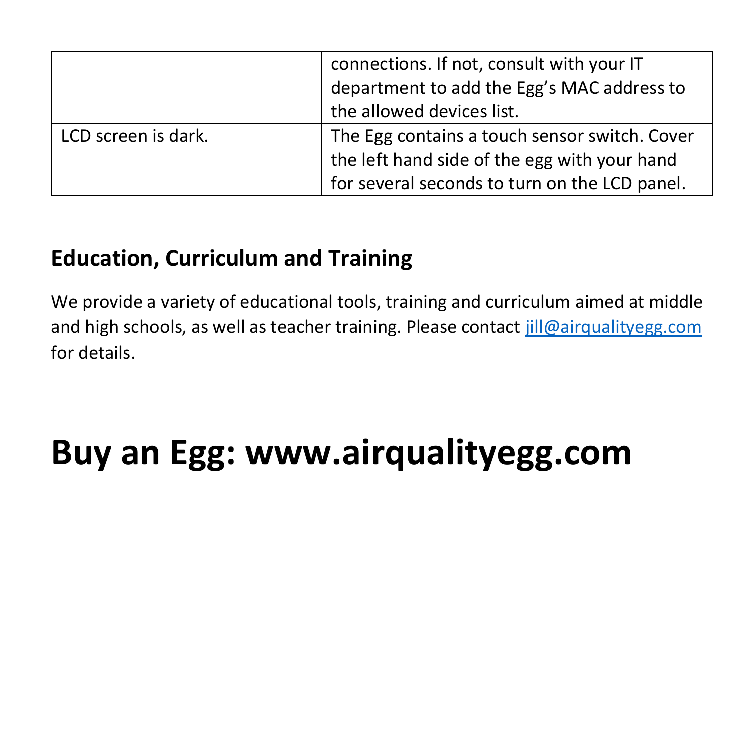| | |
|---|---|
| | connections. If not, consult with your IT department to add the Egg's MAC address to the allowed devices list. |
| LCD screen is dark. | The Egg contains a touch sensor switch. Cover the left hand side of the egg with your hand for several seconds to turn on the LCD panel. |

## Education, Curriculum and Training

We provide a variety of educational tools, training and curriculum aimed at middle and high schools, as well as teacher training. Please contact jill@airqualityegg.com for details.

# Buy an Egg: www.airqualityegg.com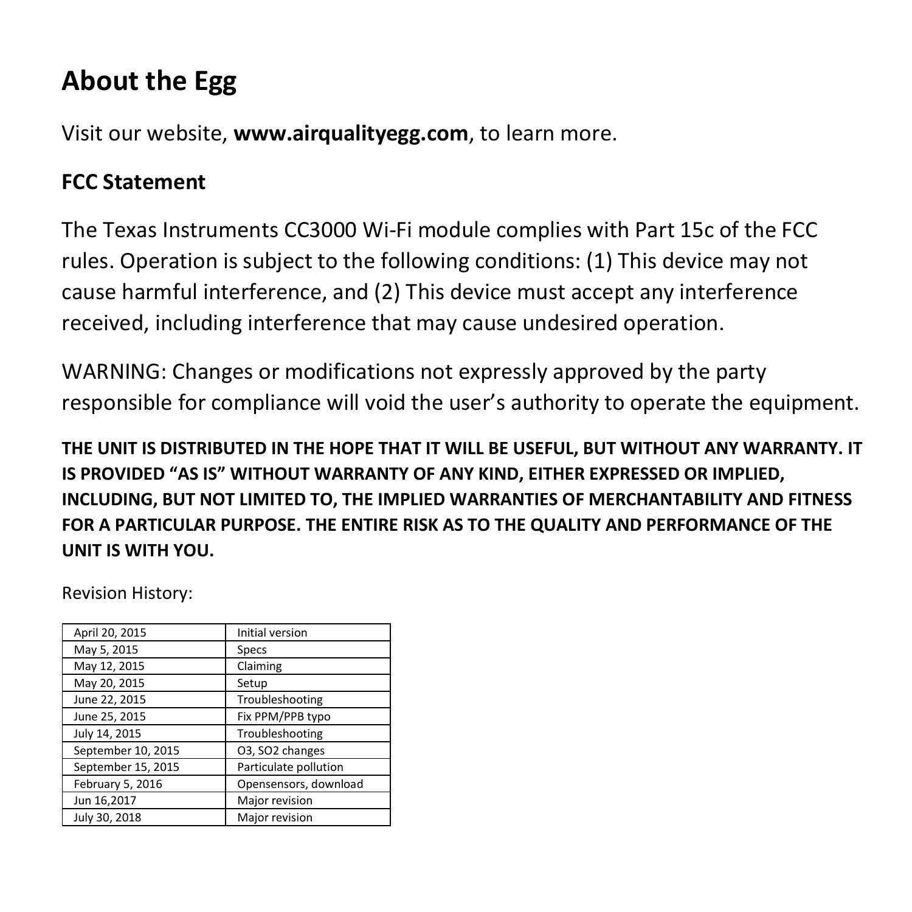## About the Egg

Visit our website, **www.airqualityegg.com**, to learn more.

### FCC Statement

The Texas Instruments CC3000 Wi-Fi module complies with Part 15c of the FCC rules. Operation is subject to the following conditions: (1) This device may not cause harmful interference, and (2) This device must accept any interference received, including interference that may cause undesired operation.

WARNING: Changes or modifications not expressly approved by the party responsible for compliance will void the user's authority to operate the equipment.

**THE UNIT IS DISTRIBUTED IN THE HOPE THAT IT WILL BE USEFUL, BUT WITHOUT ANY WARRANTY. IT IS PROVIDED "AS IS" WITHOUT WARRANTY OF ANY KIND, EITHER EXPRESSED OR IMPLIED, INCLUDING, BUT NOT LIMITED TO, THE IMPLIED WARRANTIES OF MERCHANTABILITY AND FITNESS FOR A PARTICULAR PURPOSE. THE ENTIRE RISK AS TO THE QUALITY AND PERFORMANCE OF THE UNIT IS WITH YOU.**

Revision History:

| | |
|---|---|
| April 20, 2015 | Initial version |
| May 5, 2015 | Specs |
| May 12, 2015 | Claiming |
| May 20, 2015 | Setup |
| June 22, 2015 | Troubleshooting |
| June 25, 2015 | Fix PPM/PPB typo |
| July 14, 2015 | Troubleshooting |
| September 10, 2015 | O3, SO2 changes |
| September 15, 2015 | Particulate pollution |
| February 5, 2016 | Opensensors, download |
| Jun 16,2017 | Major revision |
| July 30, 2018 | Major revision |